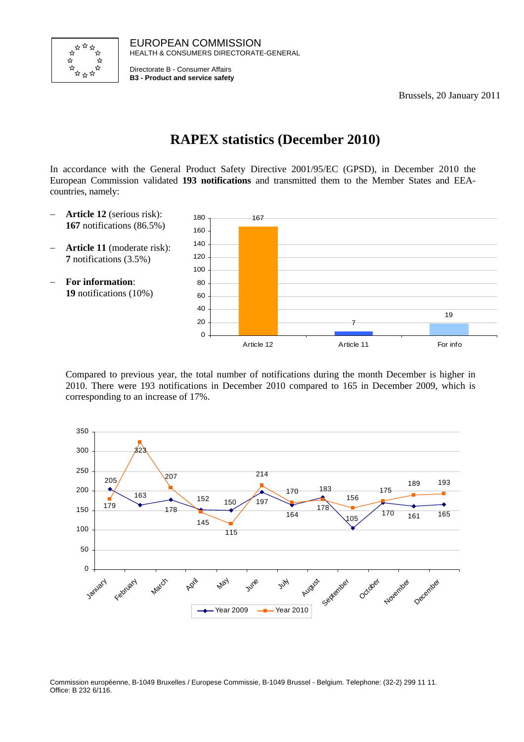EUROPEAN COMMISSION
HEALTH & CONSUMERS DIRECTORATE-GENERAL

Directorate B - Consumer Affairs
**B3 - Product and service safety**

Brussels, 20 January 2011

# RAPEX statistics (December 2010)

In accordance with the General Product Safety Directive 2001/95/EC (GPSD), in December 2010 the European Commission validated **193 notifications** and transmitted them to the Member States and EEA-countries, namely:

- **Article 12** (serious risk): **167** notifications (86.5%)
- **Article 11** (moderate risk): **7** notifications (3.5%)
- **For information**: **19** notifications (10%)

| | Article 12 | Article 11 | For info |
|---|---|---|---|
| Notifications | 167 | 7 | 19 |

Compared to previous year, the total number of notifications during the month December is higher in 2010. There were 193 notifications in December 2010 compared to 165 in December 2009, which is corresponding to an increase of 17%.

| Month | Year 2009 | Year 2010 |
|---|---|---|
| January | 205 | 179 |
| February | 163 | 323 |
| March | 178 | 207 |
| April | 152 | 145 |
| May | 150 | 115 |
| June | 197 | 214 |
| July | 164 | 170 |
| August | 183 | 178 |
| September | 105 | 156 |
| October | 170 | 175 |
| November | 161 | 189 |
| December | 165 | 193 |

Commission européenne, B-1049 Bruxelles / Europese Commissie, B-1049 Brussel - Belgium. Telephone: (32-2) 299 11 11.
Office: B 232 6/116.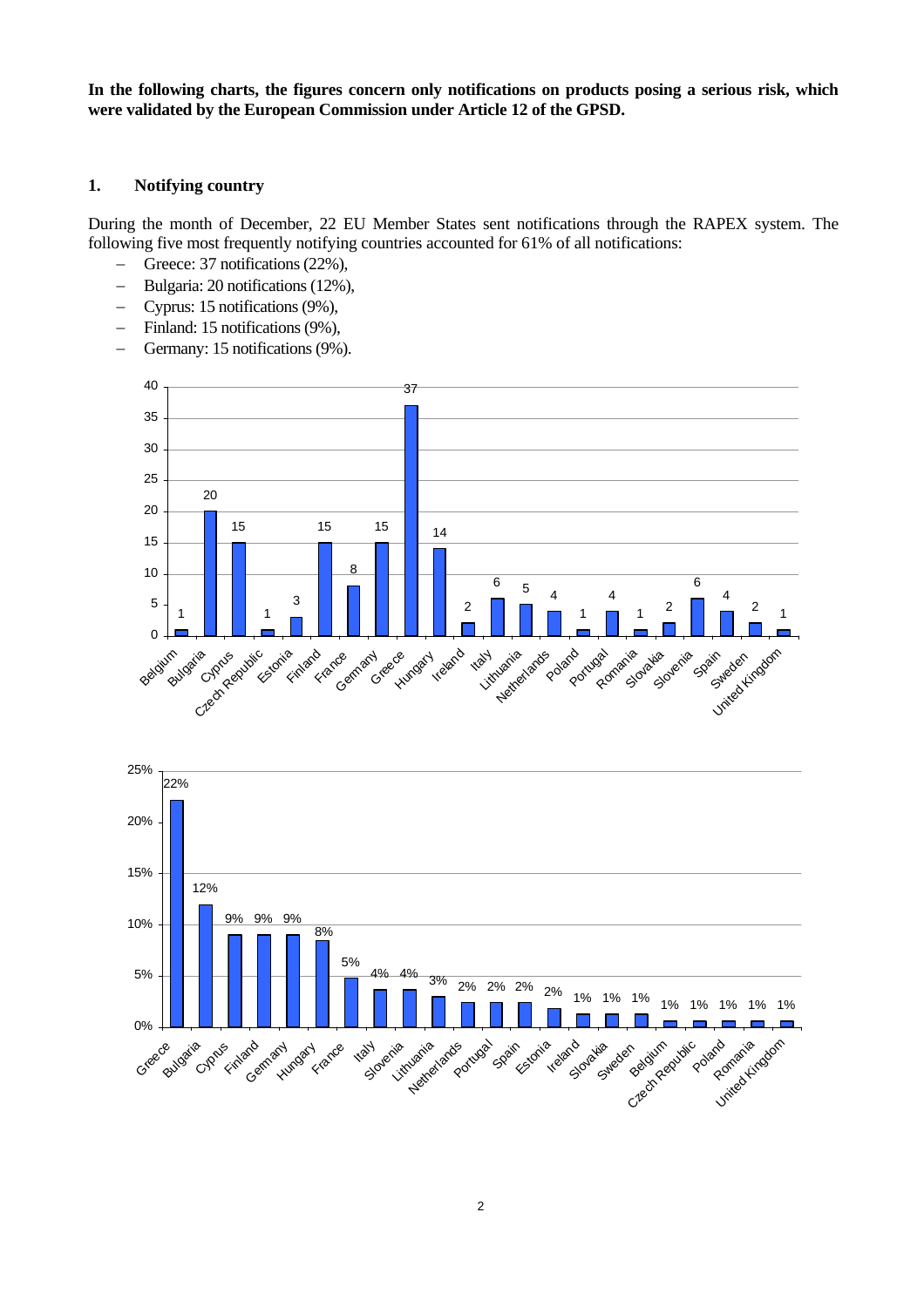**In the following charts, the figures concern only notifications on products posing a serious risk, which were validated by the European Commission under Article 12 of the GPSD.**

## 1. Notifying country

During the month of December, 22 EU Member States sent notifications through the RAPEX system. The following five most frequently notifying countries accounted for 61% of all notifications:

- Greece: 37 notifications (22%),
- Bulgaria: 20 notifications (12%),
- Cyprus: 15 notifications (9%),
- Finland: 15 notifications (9%),
- Germany: 15 notifications (9%).

| Country | Notifications |
|---|---|
| Belgium | 1 |
| Bulgaria | 20 |
| Cyprus | 15 |
| Czech Republic | 1 |
| Estonia | 3 |
| Finland | 15 |
| France | 8 |
| Germany | 15 |
| Greece | 37 |
| Hungary | 14 |
| Ireland | 2 |
| Italy | 6 |
| Lithuania | 5 |
| Netherlands | 4 |
| Poland | 1 |
| Portugal | 4 |
| Romania | 1 |
| Slovakia | 2 |
| Slovenia | 6 |
| Spain | 4 |
| Sweden | 2 |
| United Kingdom | 1 |

| Country | Share |
|---|---|
| Greece | 22% |
| Bulgaria | 12% |
| Cyprus | 9% |
| Finland | 9% |
| Germany | 9% |
| Hungary | 8% |
| France | 5% |
| Italy | 4% |
| Slovenia | 4% |
| Lithuania | 3% |
| Netherlands | 2% |
| Portugal | 2% |
| Spain | 2% |
| Estonia | 2% |
| Ireland | 1% |
| Slovakia | 1% |
| Sweden | 1% |
| Belgium | 1% |
| Czech Republic | 1% |
| Poland | 1% |
| Romania | 1% |
| United Kingdom | 1% |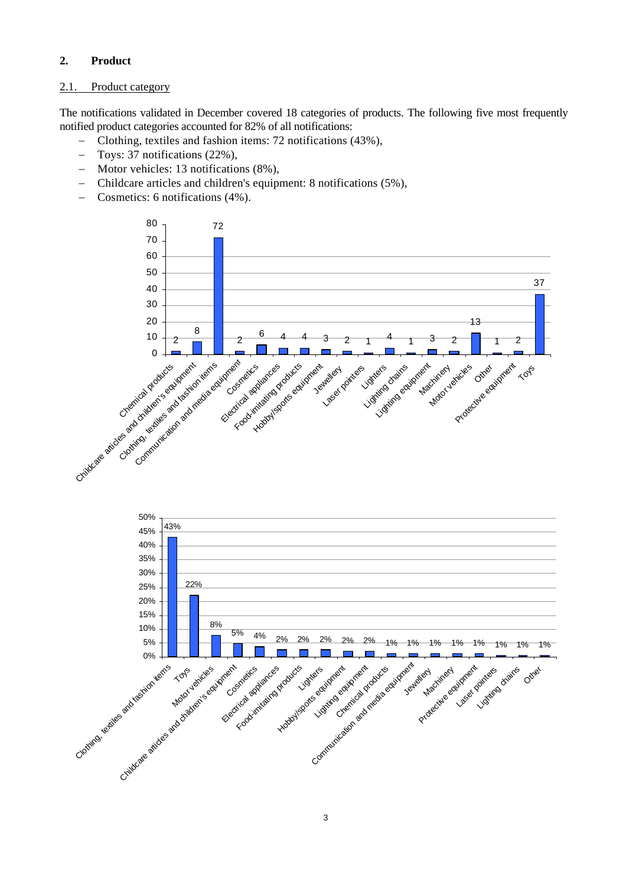## 2. Product

### 2.1. Product category

The notifications validated in December covered 18 categories of products. The following five most frequently notified product categories accounted for 82% of all notifications:

- Clothing, textiles and fashion items: 72 notifications (43%),
- Toys: 37 notifications (22%),
- Motor vehicles: 13 notifications (8%),
- Childcare articles and children's equipment: 8 notifications (5%),
- Cosmetics: 6 notifications (4%).

| Product category | Notifications |
|---|---|
| Chemical products | 2 |
| Childcare articles and children's equipment | 8 |
| Clothing, textiles and fashion items | 72 |
| Communication and media equipment | 2 |
| Cosmetics | 6 |
| Electrical appliances | 4 |
| Food-imitating products | 4 |
| Hobby/sports equipment | 3 |
| Jewellery | 2 |
| Laser pointers | 1 |
| Lighters | 4 |
| Lighting chains | 1 |
| Lighting equipment | 3 |
| Machinery | 2 |
| Motor vehicles | 13 |
| Other | 1 |
| Protective equipment | 2 |
| Toys | 37 |

| Product category | Share |
|---|---|
| Clothing, textiles and fashion items | 43% |
| Toys | 22% |
| Motor vehicles | 8% |
| Childcare articles and children's equipment | 5% |
| Cosmetics | 4% |
| Electrical appliances | 2% |
| Food-imitating products | 2% |
| Lighters | 2% |
| Hobby/sports equipment | 2% |
| Lighting equipment | 2% |
| Chemical products | 1% |
| Communication and media equipment | 1% |
| Jewellery | 1% |
| Machinery | 1% |
| Protective equipment | 1% |
| Laser pointers | 1% |
| Lighting chains | 1% |
| Other | 1% |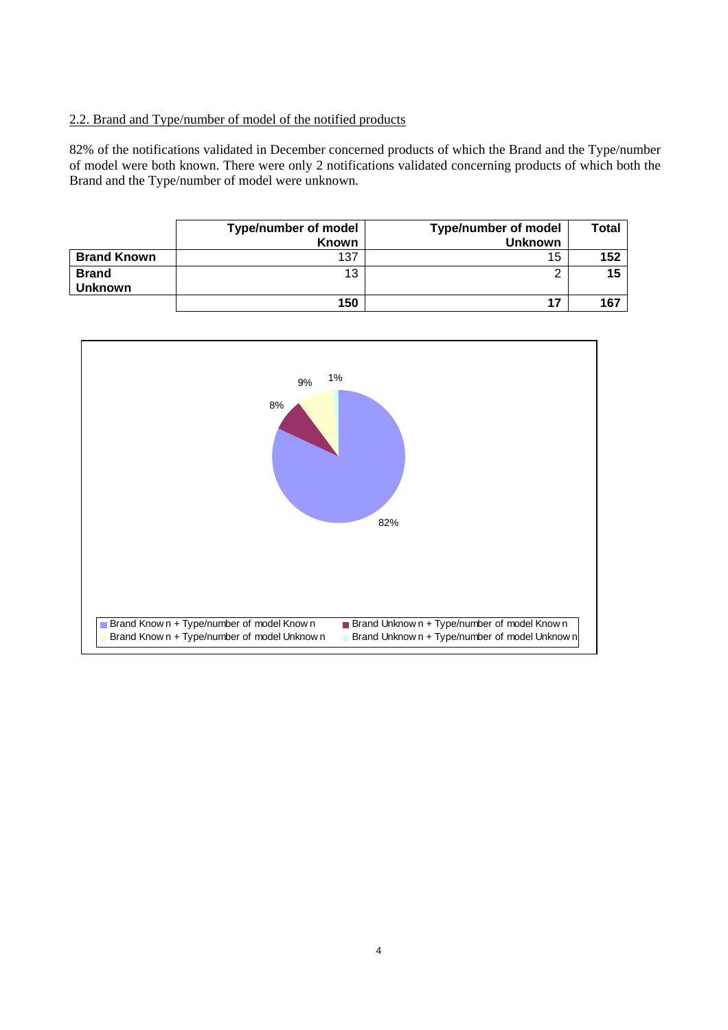2.2. Brand and Type/number of model of the notified products

82% of the notifications validated in December concerned products of which the Brand and the Type/number of model were both known. There were only 2 notifications validated concerning products of which both the Brand and the Type/number of model were unknown.

| | **Type/number of model Known** | **Type/number of model Unknown** | **Total** |
|---|---|---|---|
| **Brand Known** | 137 | 15 | **152** |
| **Brand Unknown** | 13 | 2 | **15** |
| | **150** | **17** | **167** |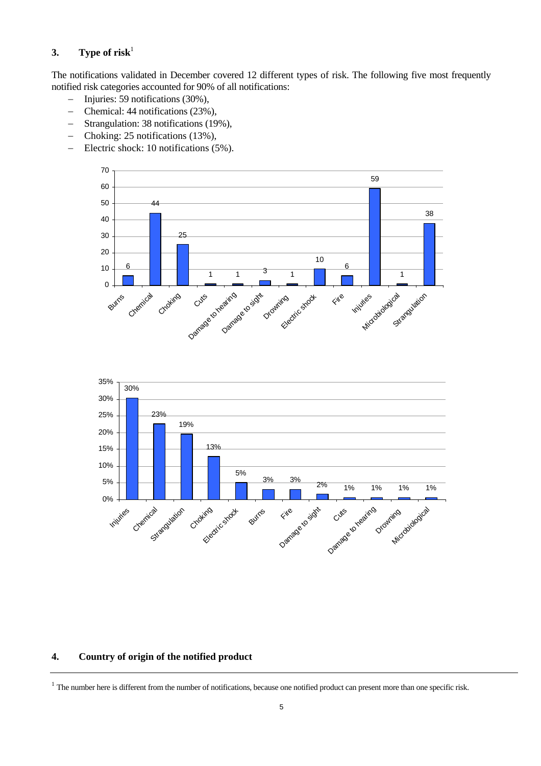## 3. Type of risk[1]

The notifications validated in December covered 12 different types of risk. The following five most frequently notified risk categories accounted for 90% of all notifications:

- Injuries: 59 notifications (30%),
- Chemical: 44 notifications (23%),
- Strangulation: 38 notifications (19%),
- Choking: 25 notifications (13%),
- Electric shock: 10 notifications (5%).

| Type of risk | Notifications |
|---|---|
| Burns | 6 |
| Chemical | 44 |
| Choking | 25 |
| Cuts | 1 |
| Damage to hearing | 1 |
| Damage to sight | 3 |
| Drowning | 1 |
| Electric shock | 10 |
| Fire | 6 |
| Injuries | 59 |
| Microbiological | 1 |
| Strangulation | 38 |

| Type of risk | Share |
|---|---|
| Injuries | 30% |
| Chemical | 23% |
| Strangulation | 19% |
| Choking | 13% |
| Electric shock | 5% |
| Burns | 3% |
| Fire | 3% |
| Damage to sight | 2% |
| Cuts | 1% |
| Damage to hearing | 1% |
| Drowning | 1% |
| Microbiological | 1% |

## 4. Country of origin of the notified product

[1] The number here is different from the number of notifications, because one notified product can present more than one specific risk.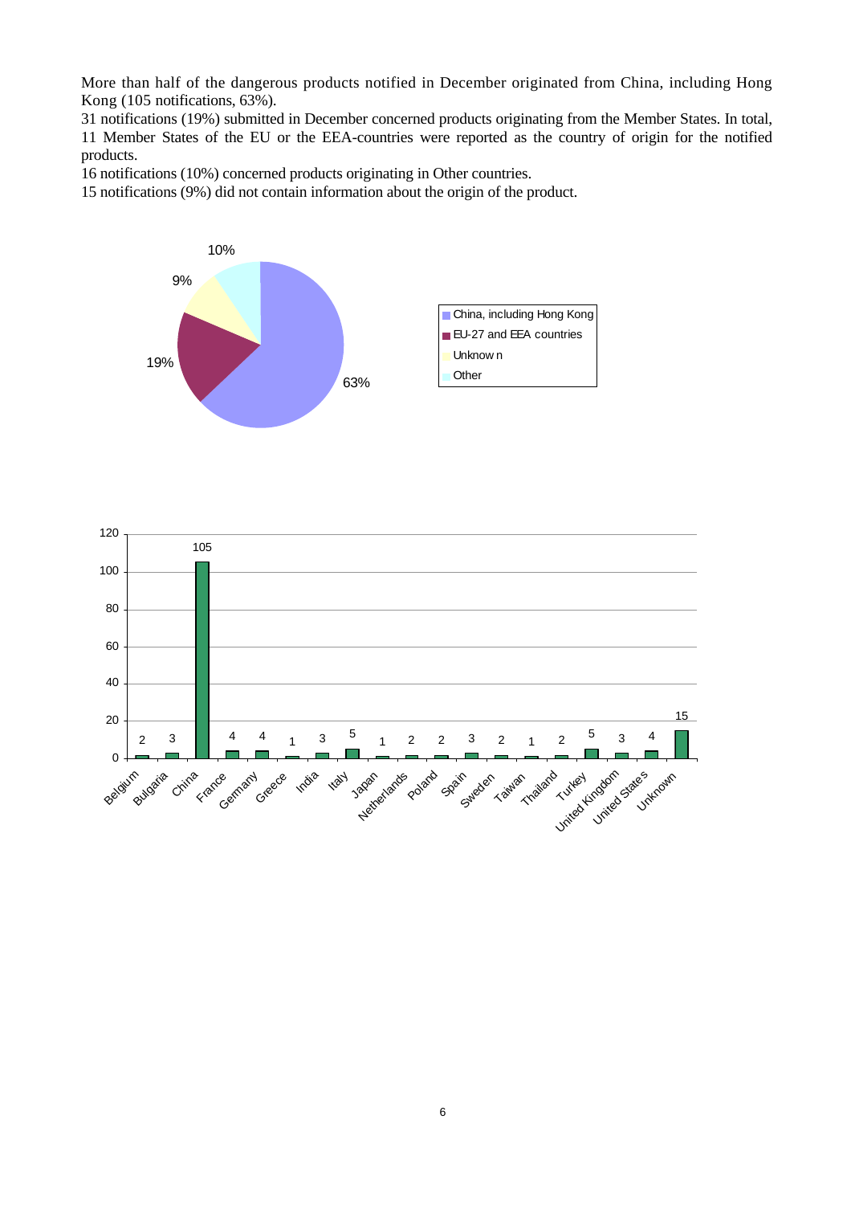More than half of the dangerous products notified in December originated from China, including Hong Kong (105 notifications, 63%).

31 notifications (19%) submitted in December concerned products originating from the Member States. In total, 11 Member States of the EU or the EEA-countries were reported as the country of origin for the notified products.

16 notifications (10%) concerned products originating in Other countries.

15 notifications (9%) did not contain information about the origin of the product.

| Origin | Share |
| --- | --- |
| China, including Hong Kong | 63% |
| EU-27 and EEA countries | 19% |
| Unknown | 9% |
| Other | 10% |

| Country | Notifications |
| --- | --- |
| Belgium | 2 |
| Bulgaria | 3 |
| China | 105 |
| France | 4 |
| Germany | 4 |
| Greece | 1 |
| India | 3 |
| Italy | 5 |
| Japan | 1 |
| Netherlands | 2 |
| Poland | 2 |
| Spain | 3 |
| Sweden | 2 |
| Taiwan | 1 |
| Thailand | 2 |
| Turkey | 5 |
| United Kingdom | 3 |
| United States | 4 |
| Unknown | 15 |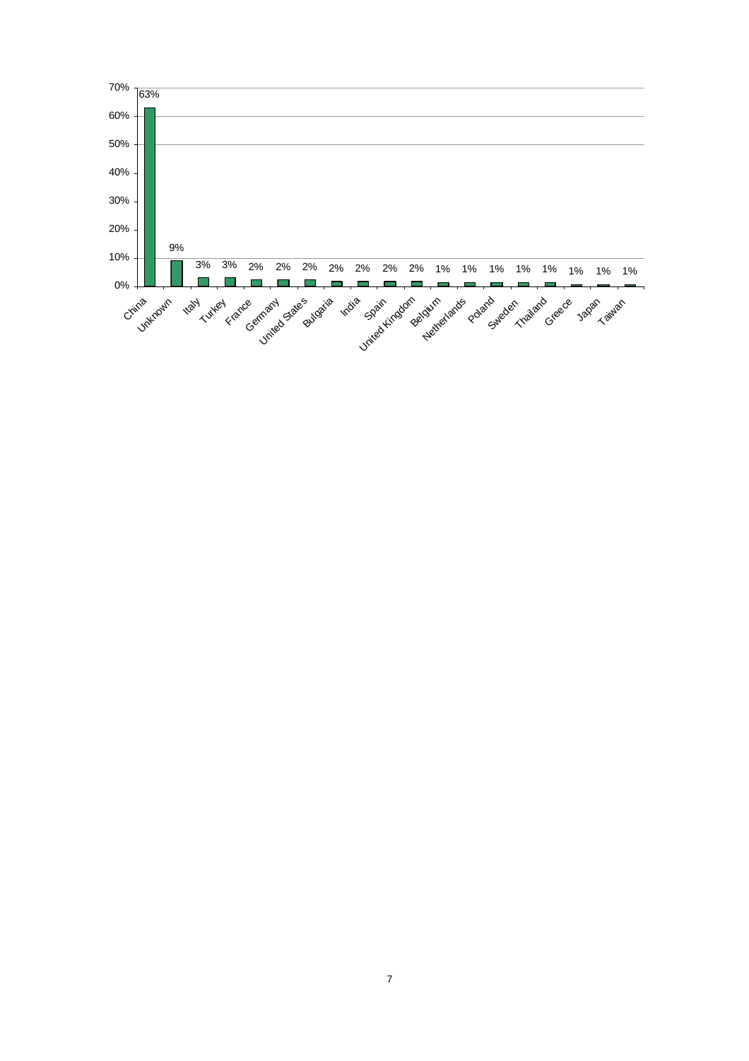| Country | Share |
| --- | --- |
| China | 63% |
| Unknown | 9% |
| Italy | 3% |
| Turkey | 3% |
| France | 2% |
| Germany | 2% |
| United States | 2% |
| Bulgaria | 2% |
| India | 2% |
| Spain | 2% |
| United Kingdom | 2% |
| Belgium | 1% |
| Netherlands | 1% |
| Poland | 1% |
| Sweden | 1% |
| Thailand | 1% |
| Greece | 1% |
| Japan | 1% |
| Taiwan | 1% |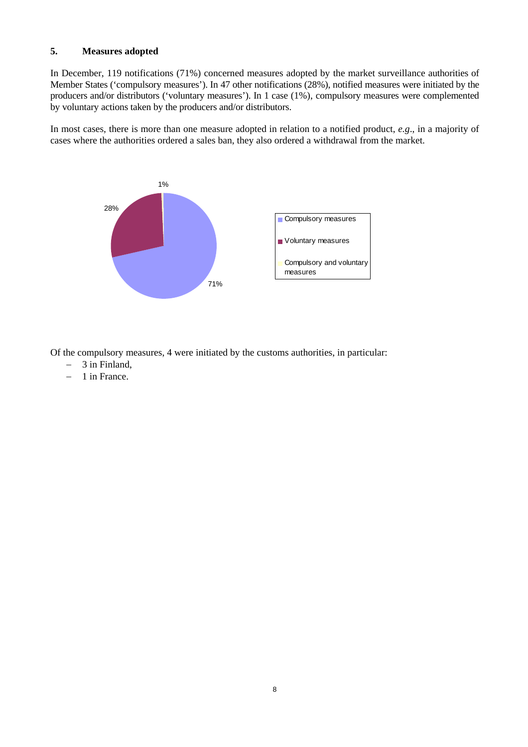## 5. Measures adopted

In December, 119 notifications (71%) concerned measures adopted by the market surveillance authorities of Member States ('compulsory measures'). In 47 other notifications (28%), notified measures were initiated by the producers and/or distributors ('voluntary measures'). In 1 case (1%), compulsory measures were complemented by voluntary actions taken by the producers and/or distributors.

In most cases, there is more than one measure adopted in relation to a notified product, *e.g*., in a majority of cases where the authorities ordered a sales ban, they also ordered a withdrawal from the market.

1%

28%

71%

- Compulsory measures
- Voluntary measures
- Compulsory and voluntary measures

Of the compulsory measures, 4 were initiated by the customs authorities, in particular:

- 3 in Finland,
- 1 in France.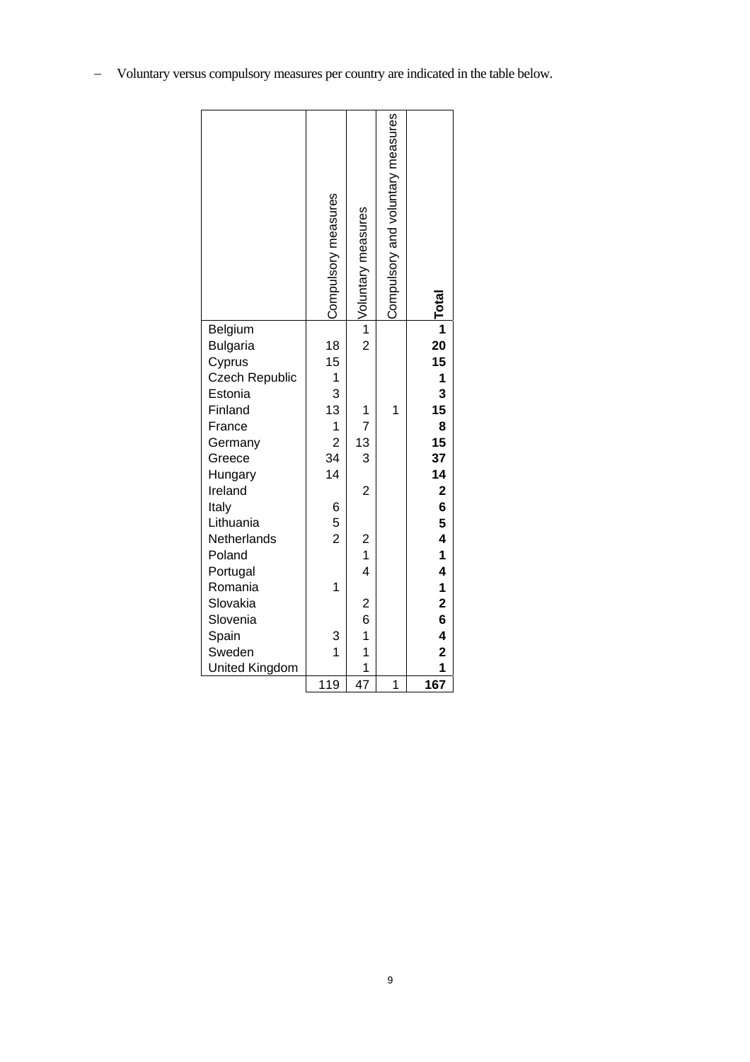– Voluntary versus compulsory measures per country are indicated in the table below.

| | Compulsory measures | Voluntary measures | Compulsory and voluntary measures | **Total** |
|---|---|---|---|---|
| Belgium | | 1 | | **1** |
| Bulgaria | 18 | 2 | | **20** |
| Cyprus | 15 | | | **15** |
| Czech Republic | 1 | | | **1** |
| Estonia | 3 | | | **3** |
| Finland | 13 | 1 | 1 | **15** |
| France | 1 | 7 | | **8** |
| Germany | 2 | 13 | | **15** |
| Greece | 34 | 3 | | **37** |
| Hungary | 14 | | | **14** |
| Ireland | | 2 | | **2** |
| Italy | 6 | | | **6** |
| Lithuania | 5 | | | **5** |
| Netherlands | 2 | 2 | | **4** |
| Poland | | 1 | | **1** |
| Portugal | | 4 | | **4** |
| Romania | 1 | | | **1** |
| Slovakia | | 2 | | **2** |
| Slovenia | | 6 | | **6** |
| Spain | 3 | 1 | | **4** |
| Sweden | 1 | 1 | | **2** |
| United Kingdom | | 1 | | **1** |
| | 119 | 47 | 1 | **167** |